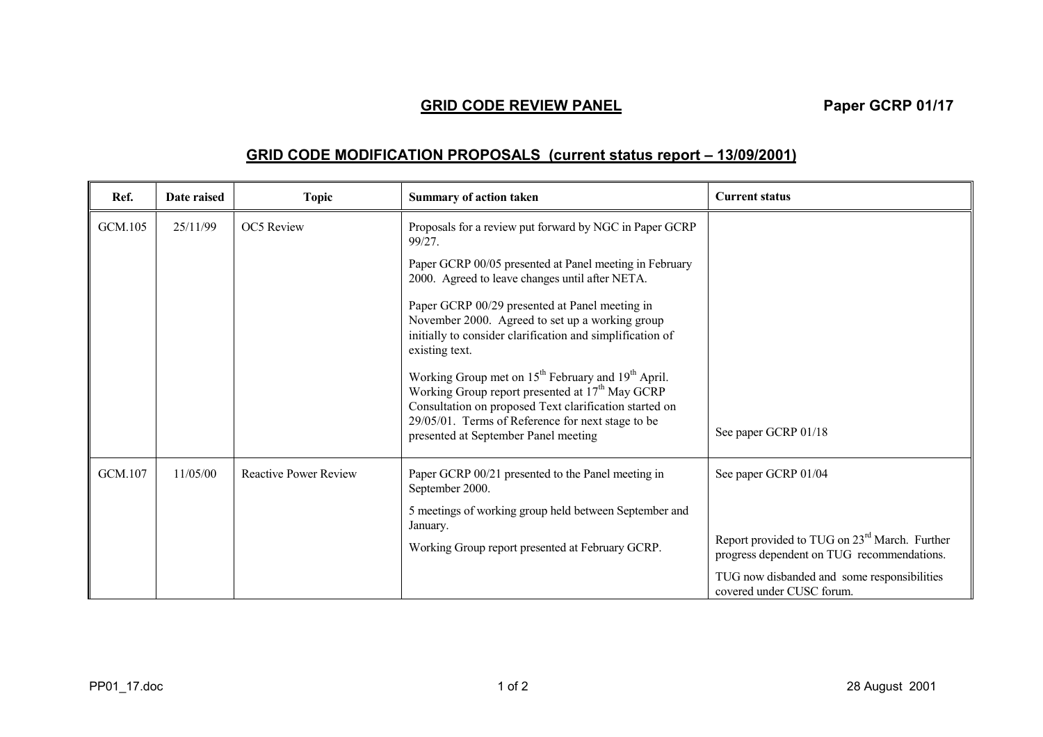**GRID CODE REVIEW PANEL** **Paper GCRP 01/17**

## GRID CODE MODIFICATION PROPOSALS (current status report – 13/09/2001)

| Ref. | Date raised | Topic | Summary of action taken | Current status |
|---|---|---|---|---|
| GCM.105 | 25/11/99 | OC5 Review | Proposals for a review put forward by NGC in Paper GCRP 99/27.<br><br>Paper GCRP 00/05 presented at Panel meeting in February 2000. Agreed to leave changes until after NETA.<br><br>Paper GCRP 00/29 presented at Panel meeting in November 2000. Agreed to set up a working group initially to consider clarification and simplification of existing text.<br><br>Working Group met on 15th February and 19th April. Working Group report presented at 17th May GCRP Consultation on proposed Text clarification started on 29/05/01. Terms of Reference for next stage to be presented at September Panel meeting | See paper GCRP 01/18 |
| GCM.107 | 11/05/00 | Reactive Power Review | Paper GCRP 00/21 presented to the Panel meeting in September 2000.<br><br>5 meetings of working group held between September and January.<br><br>Working Group report presented at February GCRP. | See paper GCRP 01/04<br><br>Report provided to TUG on 23rd March. Further progress dependent on TUG recommendations.<br><br>TUG now disbanded and some responsibilities covered under CUSC forum. |

PP01_17.doc 28 August 2001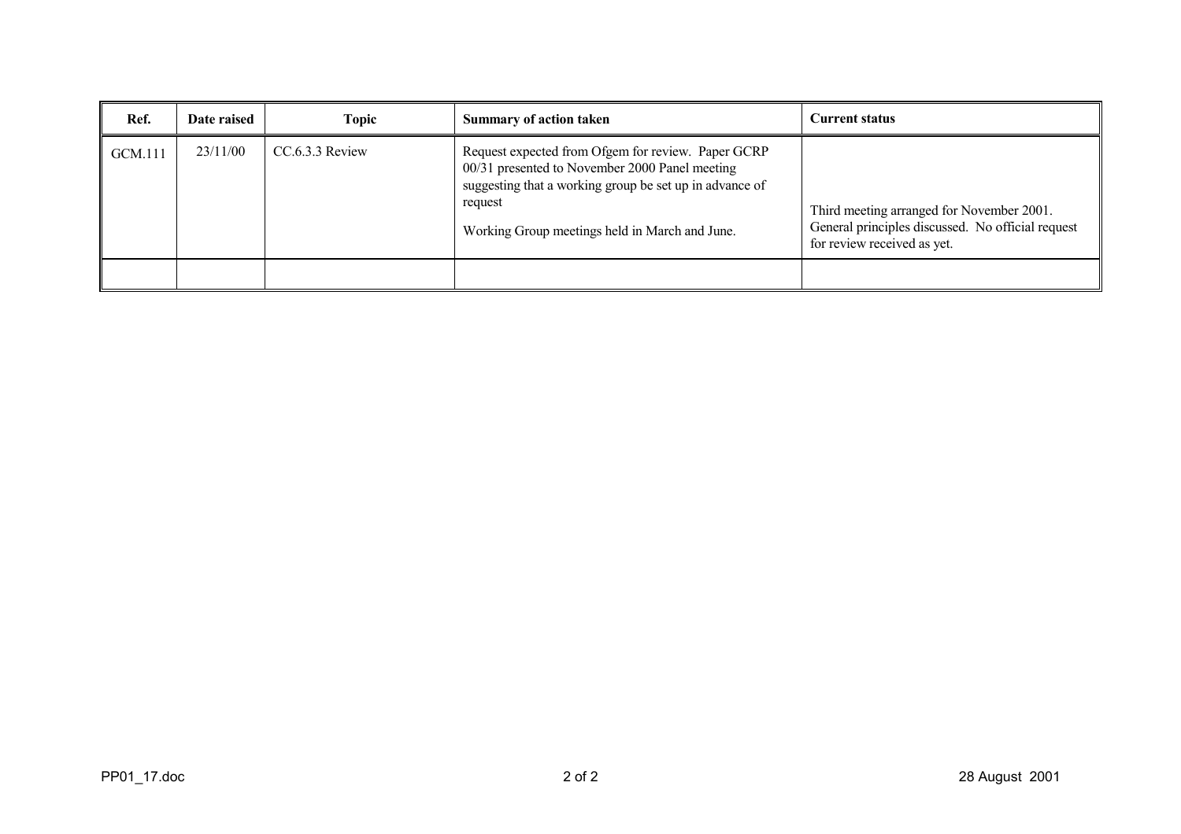| Ref. | Date raised | Topic | Summary of action taken | Current status |
| --- | --- | --- | --- | --- |
| GCM.111 | 23/11/00 | CC.6.3.3 Review | Request expected from Ofgem for review. Paper GCRP 00/31 presented to November 2000 Panel meeting suggesting that a working group be set up in advance of request<br><br>Working Group meetings held in March and June. | Third meeting arranged for November 2001. General principles discussed. No official request for review received as yet. |
| | | | | |